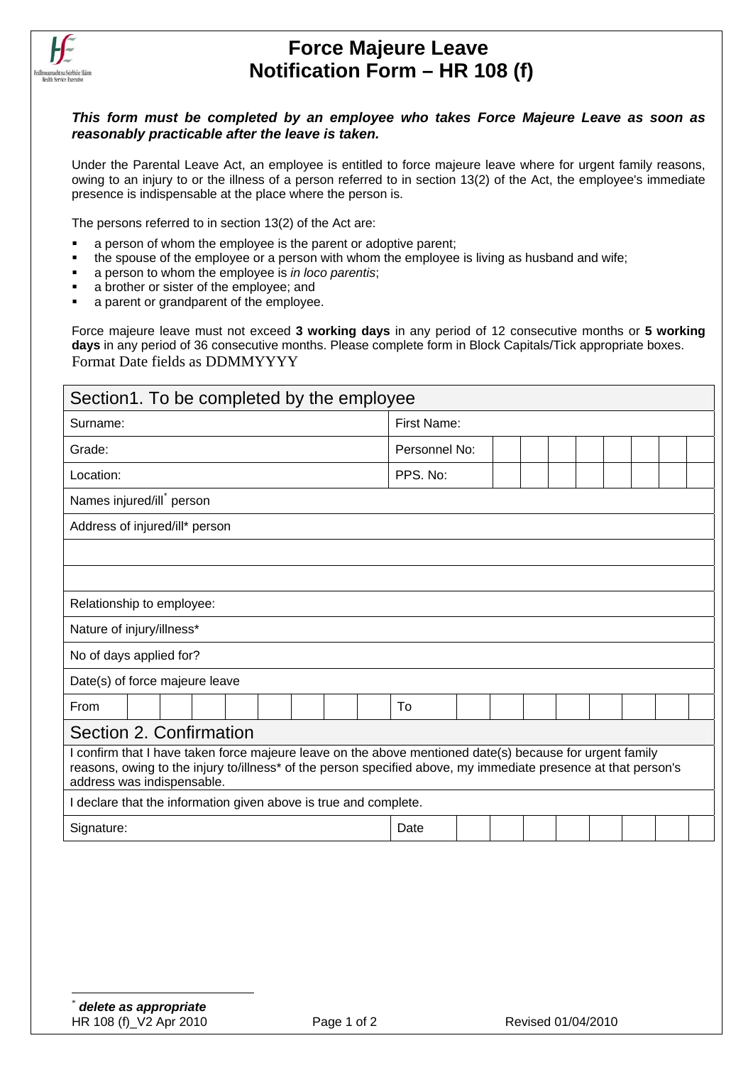# Force Majeure Leave Notification Form – HR 108 (f)

***This form must be completed by an employee who takes Force Majeure Leave as soon as reasonably practicable after the leave is taken.***

Under the Parental Leave Act, an employee is entitled to force majeure leave where for urgent family reasons, owing to an injury to or the illness of a person referred to in section 13(2) of the Act, the employee's immediate presence is indispensable at the place where the person is.

The persons referred to in section 13(2) of the Act are:

- a person of whom the employee is the parent or adoptive parent;
- the spouse of the employee or a person with whom the employee is living as husband and wife;
- a person to whom the employee is *in loco parentis*;
- a brother or sister of the employee; and
- a parent or grandparent of the employee.

Force majeure leave must not exceed **3 working days** in any period of 12 consecutive months or **5 working days** in any period of 36 consecutive months. Please complete form in Block Capitals/Tick appropriate boxes. Format Date fields as DDMMYYYY

## Section1. To be completed by the employee

| | | | | | | | | | | | | | | | | |
|---|---|---|---|---|---|---|---|---|---|---|---|---|---|---|---|---|
| Surname: | | | | | | | | | First Name: | | | | | | | |
| Grade: | | | | | | | | | Personnel No: | | | | | | | |
| Location: | | | | | | | | | PPS. No: | | | | | | | |
| Names injured/ill* person | | | | | | | | | | | | | | | | |
| Address of injured/ill* person | | | | | | | | | | | | | | | | |
| | | | | | | | | | | | | | | | | |
| | | | | | | | | | | | | | | | | |
| Relationship to employee: | | | | | | | | | | | | | | | | |
| Nature of injury/illness* | | | | | | | | | | | | | | | | |
| No of days applied for? | | | | | | | | | | | | | | | | |
| Date(s) of force majeure leave | | | | | | | | | | | | | | | | |
| From | | | | | | | | | To | | | | | | | |

## Section 2. Confirmation

| | | | | | | | | | |
|---|---|---|---|---|---|---|---|---|---|
| I confirm that I have taken force majeure leave on the above mentioned date(s) because for urgent family reasons, owing to the injury to/illness* of the person specified above, my immediate presence at that person's address was indispensable. | | | | | | | | | |
| I declare that the information given above is true and complete. | | | | | | | | | |
| Signature: | Date | | | | | | | | |

[*] ***delete as appropriate***

HR 108 (f)_V2 Apr 2010

Revised 01/04/2010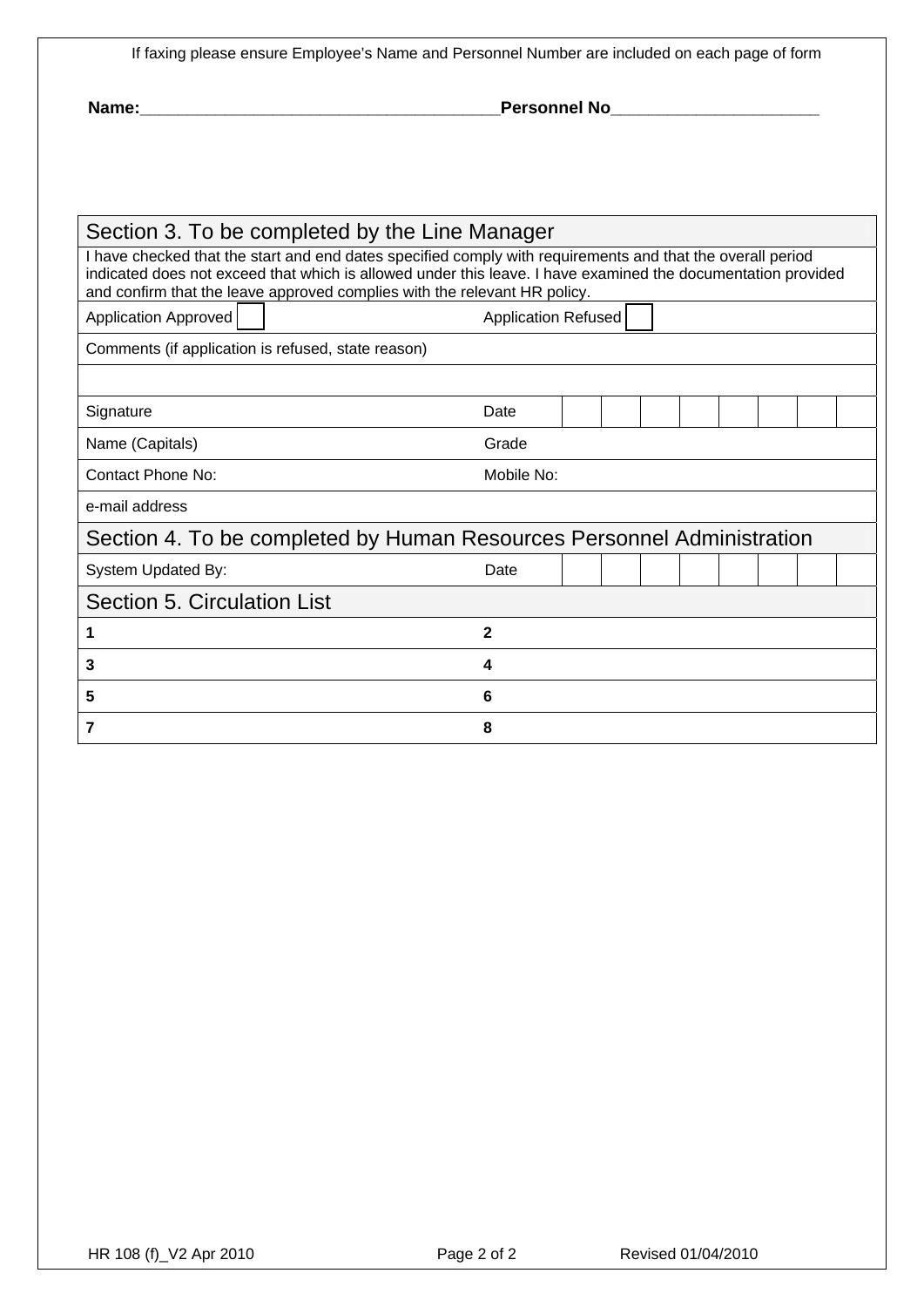If faxing please ensure Employee's Name and Personnel Number are included on each page of form

**Name:**_______________________________________**Personnel No**______________________

## Section 3. To be completed by the Line Manager

I have checked that the start and end dates specified comply with requirements and that the overall period indicated does not exceed that which is allowed under this leave. I have examined the documentation provided and confirm that the leave approved complies with the relevant HR policy.

| | | | | | | | | | |
|---|---|---|---|---|---|---|---|---|---|
| Application Approved ☐ | Application Refused ☐ | | | | | | | | |
| Comments (if application is refused, state reason) | | | | | | | | | |
| | | | | | | | | | |
| Signature | Date | | | | | | | | |
| Name (Capitals) | Grade | | | | | | | | |
| Contact Phone No: | Mobile No: | | | | | | | | |
| e-mail address | | | | | | | | | |

## Section 4. To be completed by Human Resources Personnel Administration

| | | | | | | | | | |
|---|---|---|---|---|---|---|---|---|---|
| System Updated By: | Date | | | | | | | | |

## Section 5. Circulation List

| | |
|---|---|
| **1** | **2** |
| **3** | **4** |
| **5** | **6** |
| **7** | **8** |

HR 108 (f)_V2 Apr 2010 Revised 01/04/2010